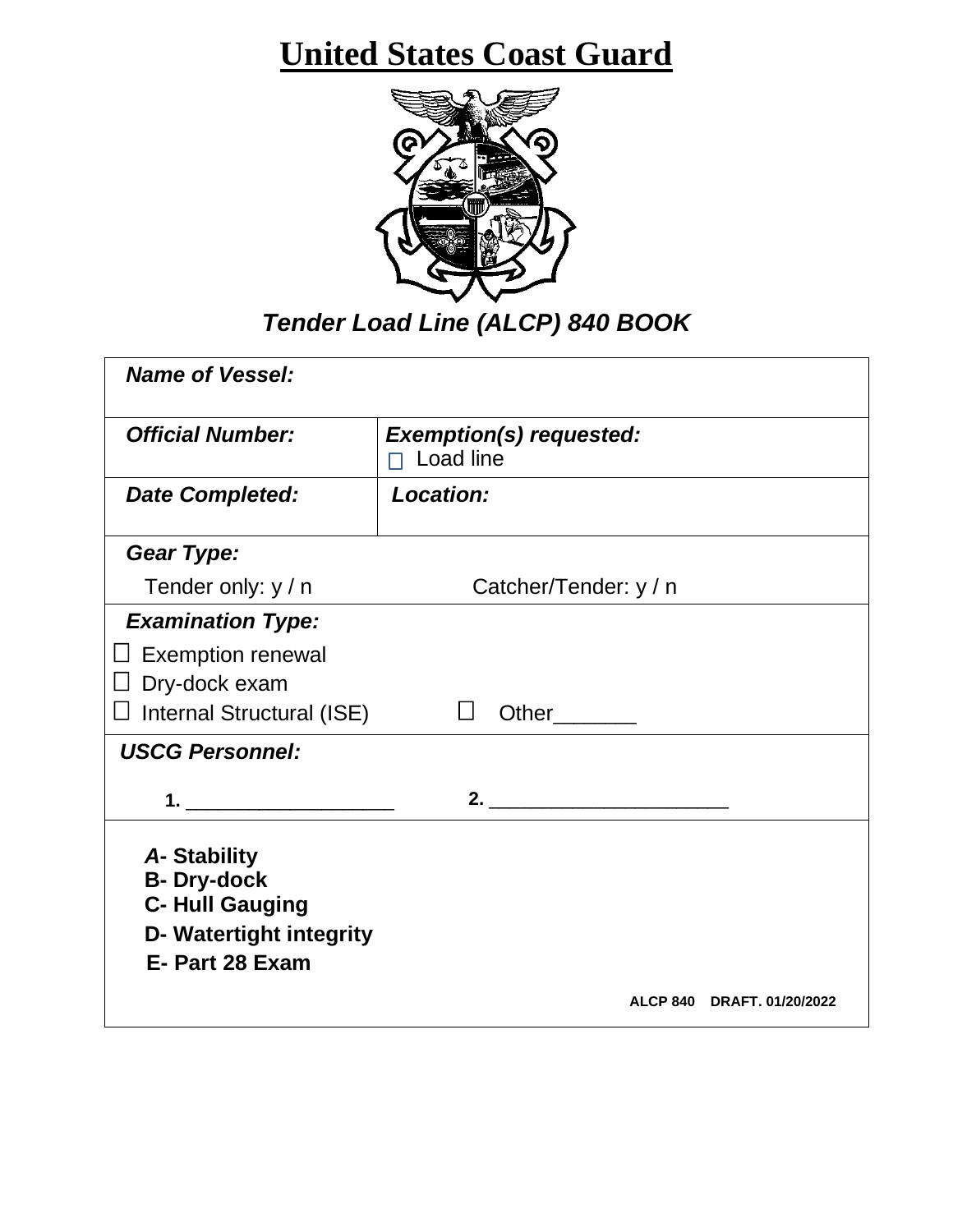# United States Coast Guard

***Tender Load Line (ALCP) 840 BOOK***

| | |
|---|---|
| ***Name of Vessel:*** | |
| ***Official Number:*** | ***Exemption(s) requested:***<br>☐ Load line |
| ***Date Completed:*** | ***Location:*** |
| ***Gear Type:***<br>Tender only: y / n &nbsp;&nbsp;&nbsp;&nbsp;&nbsp;&nbsp;&nbsp;&nbsp; Catcher/Tender: y / n | |
| ***Examination Type:***<br>☐ Exemption renewal<br>☐ Dry-dock exam<br>☐ Internal Structural (ISE) &nbsp;&nbsp;&nbsp;&nbsp; ☐ Other_______ | |
| ***USCG Personnel:***<br>**1.** ___________________ &nbsp;&nbsp;&nbsp;&nbsp; **2.** ______________________ | |
| ***A*- Stability**<br>**B- Dry-dock**<br>**C- Hull Gauging**<br>**D- Watertight integrity**<br>**E- Part 28 Exam** | |

**ALCP 840 DRAFT. 01/20/2022**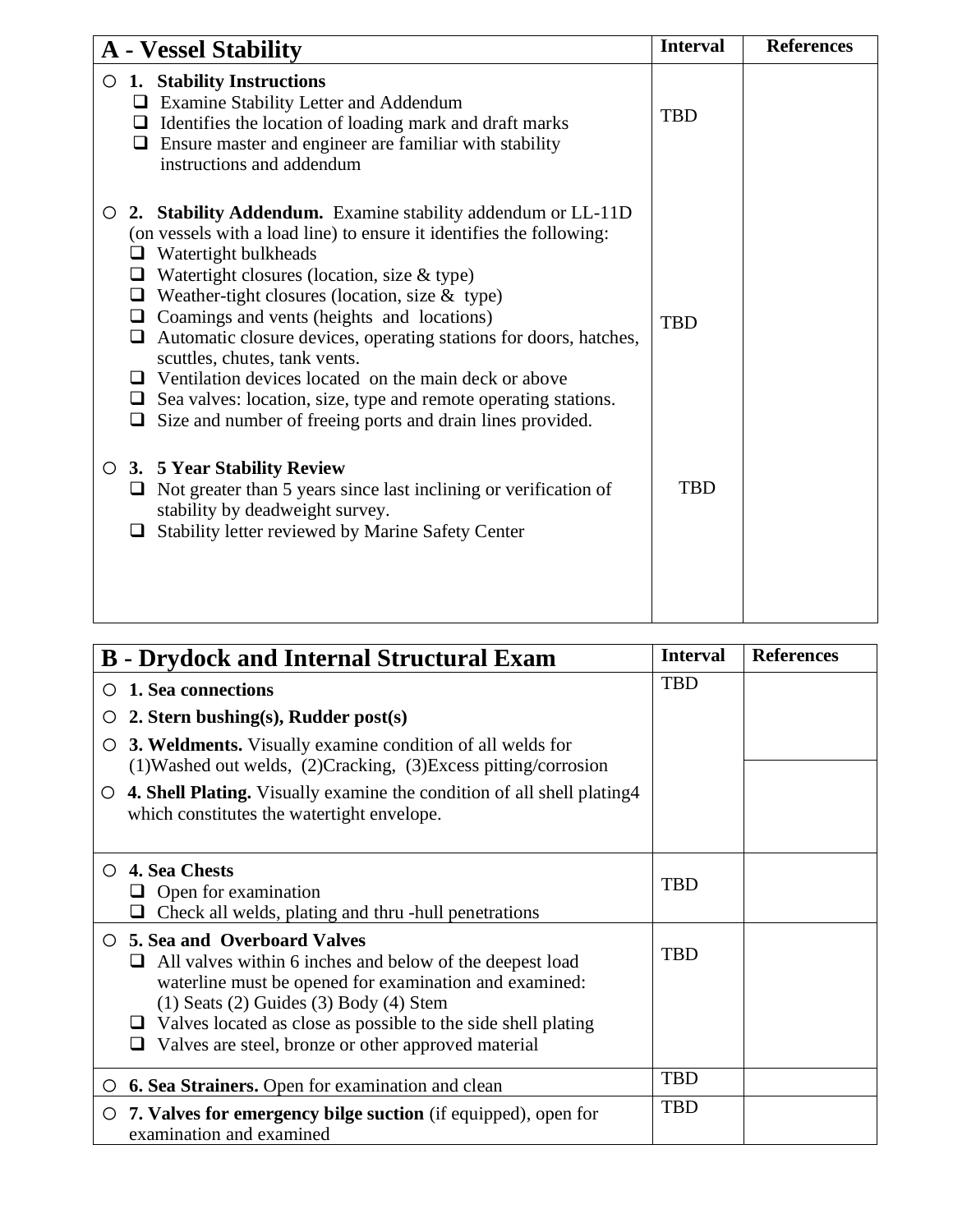| A - Vessel Stability | Interval | References |
|---|---|---|
| ○ **1. Stability Instructions**<br>❑ Examine Stability Letter and Addendum<br>❑ Identifies the location of loading mark and draft marks<br>❑ Ensure master and engineer are familiar with stability instructions and addendum | TBD | |
| ○ **2. Stability Addendum.** Examine stability addendum or LL-11D (on vessels with a load line) to ensure it identifies the following:<br>❑ Watertight bulkheads<br>❑ Watertight closures (location, size & type)<br>❑ Weather-tight closures (location, size & type)<br>❑ Coamings and vents (heights and locations)<br>❑ Automatic closure devices, operating stations for doors, hatches, scuttles, chutes, tank vents.<br>❑ Ventilation devices located on the main deck or above<br>❑ Sea valves: location, size, type and remote operating stations.<br>❑ Size and number of freeing ports and drain lines provided. | TBD | |
| ○ **3. 5 Year Stability Review**<br>❑ Not greater than 5 years since last inclining or verification of stability by deadweight survey.<br>❑ Stability letter reviewed by Marine Safety Center | TBD | |

| B - Drydock and Internal Structural Exam | Interval | References |
|---|---|---|
| ○ **1. Sea connections**<br>○ **2. Stern bushing(s), Rudder post(s)**<br>○ **3. Weldments.** Visually examine condition of all welds for (1)Washed out welds, (2)Cracking, (3)Excess pitting/corrosion<br>○ **4. Shell Plating.** Visually examine the condition of all shell plating4 which constitutes the watertight envelope. | TBD | |
| ○ **4. Sea Chests**<br>❑ Open for examination<br>❑ Check all welds, plating and thru -hull penetrations | TBD | |
| ○ **5. Sea and Overboard Valves**<br>❑ All valves within 6 inches and below of the deepest load waterline must be opened for examination and examined: (1) Seats (2) Guides (3) Body (4) Stem<br>❑ Valves located as close as possible to the side shell plating<br>❑ Valves are steel, bronze or other approved material | TBD | |
| ○ **6. Sea Strainers.** Open for examination and clean | TBD | |
| ○ **7. Valves for emergency bilge suction** (if equipped), open for examination and examined | TBD | |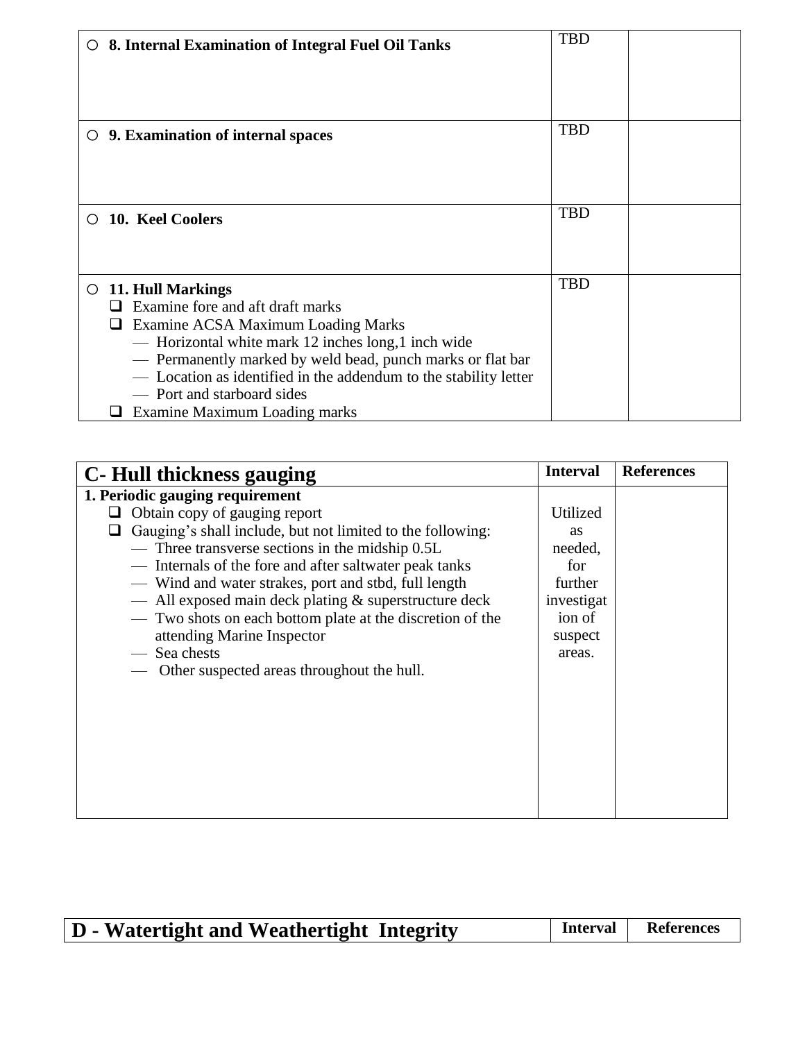| | | |
|---|---|---|
| ○ **8. Internal Examination of Integral Fuel Oil Tanks** | TBD | |
| ○ **9. Examination of internal spaces** | TBD | |
| ○ **10. Keel Coolers** | TBD | |
| ○ **11. Hull Markings**<br>❑ Examine fore and aft draft marks<br>❑ Examine ACSA Maximum Loading Marks<br>— Horizontal white mark 12 inches long,1 inch wide<br>— Permanently marked by weld bead, punch marks or flat bar<br>— Location as identified in the addendum to the stability letter<br>— Port and starboard sides<br>❑ Examine Maximum Loading marks | TBD | |

| C- Hull thickness gauging | Interval | References |
|---|---|---|
| **1. Periodic gauging requirement**<br>❑ Obtain copy of gauging report<br>❑ Gauging's shall include, but not limited to the following:<br>— Three transverse sections in the midship 0.5L<br>— Internals of the fore and after saltwater peak tanks<br>— Wind and water strakes, port and stbd, full length<br>— All exposed main deck plating & superstructure deck<br>— Two shots on each bottom plate at the discretion of the attending Marine Inspector<br>— Sea chests<br>— Other suspected areas throughout the hull. | Utilized as needed, for further investigation of suspect areas. | |

| D - Watertight and Weathertight Integrity | Interval | References |
|---|---|---|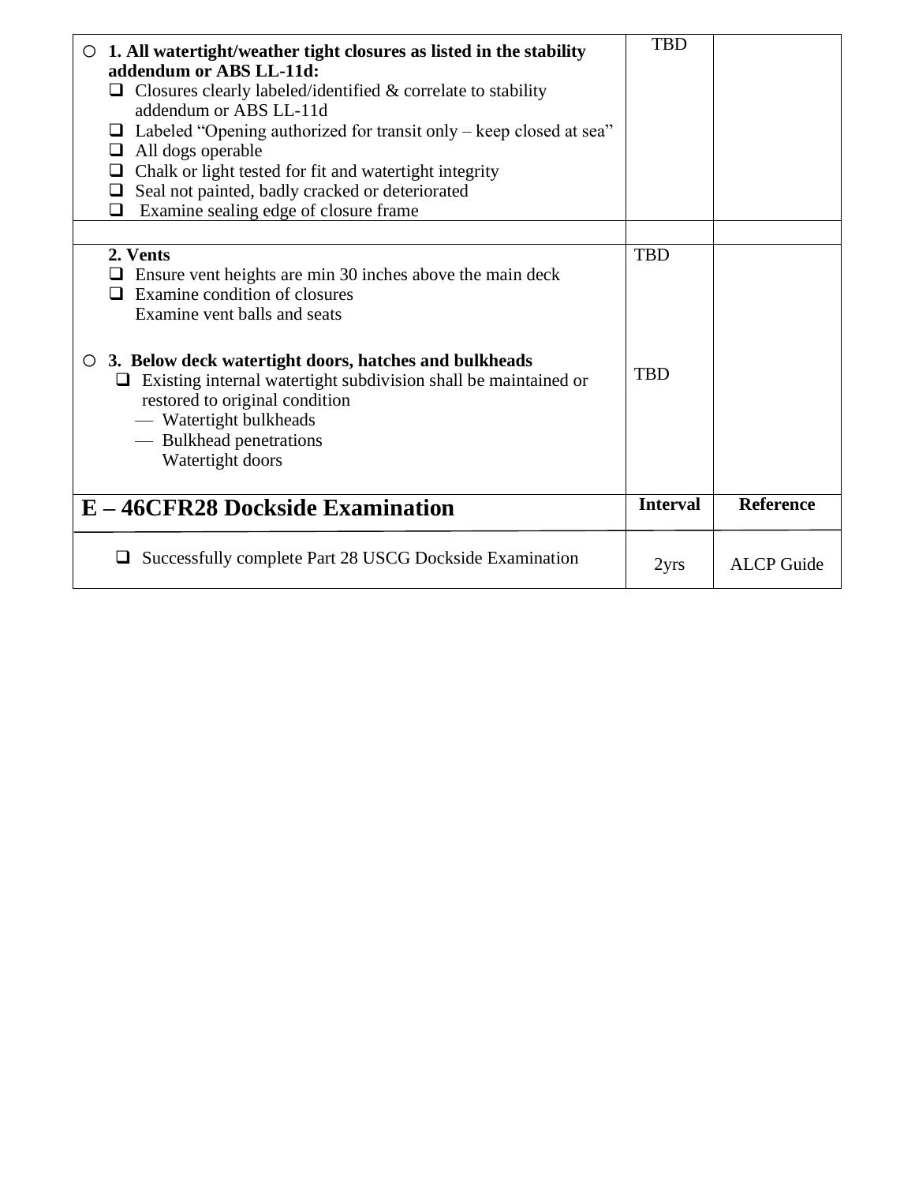| | | |
|---|---|---|
| ○ **1. All watertight/weather tight closures as listed in the stability addendum or ABS LL-11d:**<br>❑ Closures clearly labeled/identified & correlate to stability addendum or ABS LL-11d<br>❑ Labeled "Opening authorized for transit only – keep closed at sea"<br>❑ All dogs operable<br>❑ Chalk or light tested for fit and watertight integrity<br>❑ Seal not painted, badly cracked or deteriorated<br>❑ Examine sealing edge of closure frame | TBD | |
| | | |
| **2. Vents**<br>❑ Ensure vent heights are min 30 inches above the main deck<br>❑ Examine condition of closures<br>Examine vent balls and seats | TBD | |
| ○ **3. Below deck watertight doors, hatches and bulkheads**<br>❑ Existing internal watertight subdivision shall be maintained or restored to original condition<br>— Watertight bulkheads<br>— Bulkhead penetrations<br>Watertight doors | TBD | |
| **E – 46CFR28 Dockside Examination** | **Interval** | **Reference** |
| ❑ Successfully complete Part 28 USCG Dockside Examination | 2yrs | ALCP Guide |